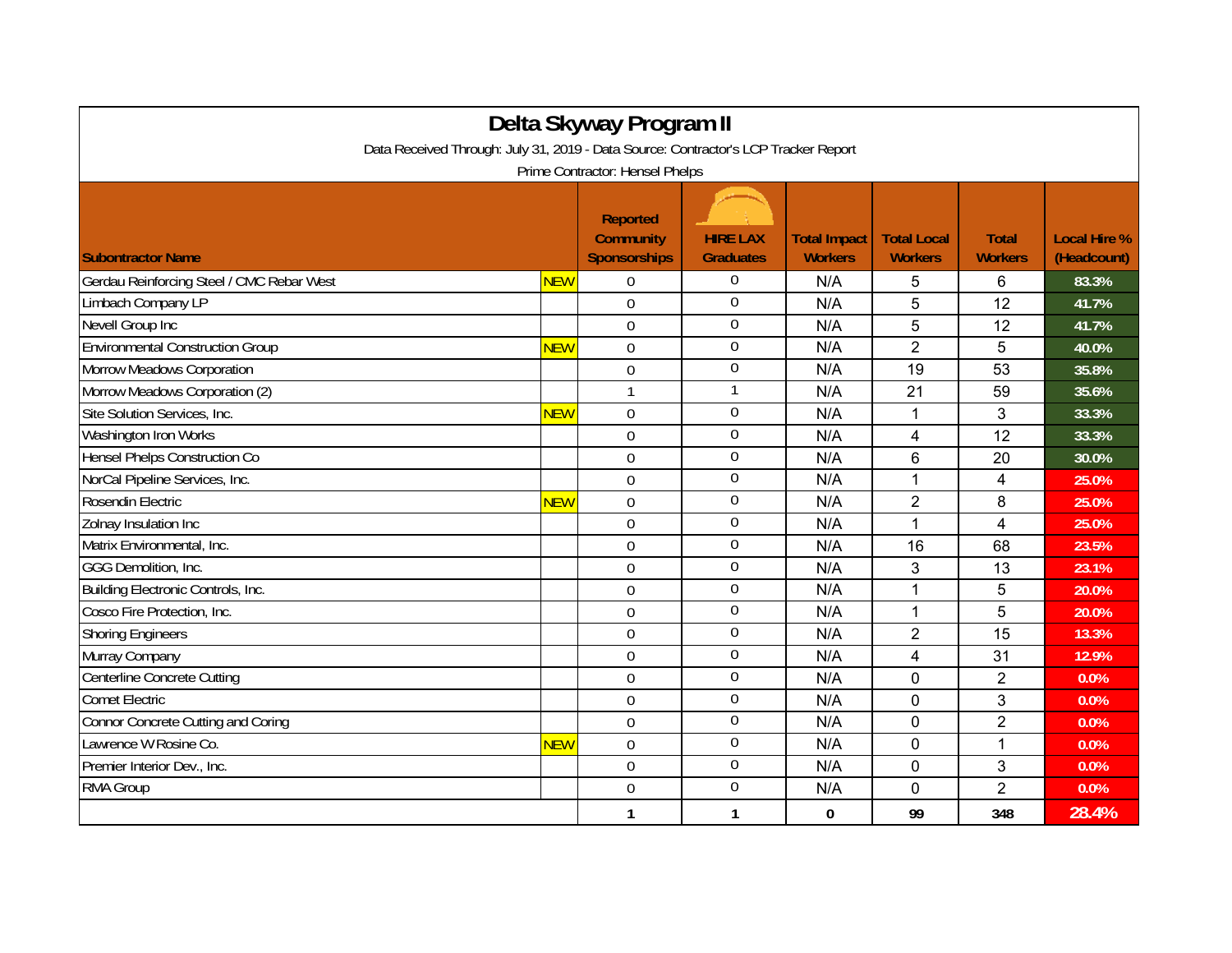# Delta Skyway Program II

Data Received Through: July 31, 2019 - Data Source: Contractor's LCP Tracker Report

Prime Contractor: Hensel Phelps

| Subontractor Name | | Reported Community Sponsorships | HIRE LAX Graduates | Total Impact Workers | Total Local Workers | Total Workers | Local Hire % (Headcount) |
|---|---|---|---|---|---|---|---|
| Gerdau Reinforcing Steel / CMC Rebar West | NEW | 0 | 0 | N/A | 5 | 6 | 83.3% |
| Limbach Company LP | | 0 | 0 | N/A | 5 | 12 | 41.7% |
| Nevell Group Inc | | 0 | 0 | N/A | 5 | 12 | 41.7% |
| Environmental Construction Group | NEW | 0 | 0 | N/A | 2 | 5 | 40.0% |
| Morrow Meadows Corporation | | 0 | 0 | N/A | 19 | 53 | 35.8% |
| Morrow Meadows Corporation (2) | | 1 | 1 | N/A | 21 | 59 | 35.6% |
| Site Solution Services, Inc. | NEW | 0 | 0 | N/A | 1 | 3 | 33.3% |
| Washington Iron Works | | 0 | 0 | N/A | 4 | 12 | 33.3% |
| Hensel Phelps Construction Co | | 0 | 0 | N/A | 6 | 20 | 30.0% |
| NorCal Pipeline Services, Inc. | | 0 | 0 | N/A | 1 | 4 | 25.0% |
| Rosendin Electric | NEW | 0 | 0 | N/A | 2 | 8 | 25.0% |
| Zolnay Insulation Inc | | 0 | 0 | N/A | 1 | 4 | 25.0% |
| Matrix Environmental, Inc. | | 0 | 0 | N/A | 16 | 68 | 23.5% |
| GGG Demolition, Inc. | | 0 | 0 | N/A | 3 | 13 | 23.1% |
| Building Electronic Controls, Inc. | | 0 | 0 | N/A | 1 | 5 | 20.0% |
| Cosco Fire Protection, Inc. | | 0 | 0 | N/A | 1 | 5 | 20.0% |
| Shoring Engineers | | 0 | 0 | N/A | 2 | 15 | 13.3% |
| Murray Company | | 0 | 0 | N/A | 4 | 31 | 12.9% |
| Centerline Concrete Cutting | | 0 | 0 | N/A | 0 | 2 | 0.0% |
| Comet Electric | | 0 | 0 | N/A | 0 | 3 | 0.0% |
| Connor Concrete Cutting and Coring | | 0 | 0 | N/A | 0 | 2 | 0.0% |
| Lawrence W Rosine Co. | NEW | 0 | 0 | N/A | 0 | 1 | 0.0% |
| Premier Interior Dev., Inc. | | 0 | 0 | N/A | 0 | 3 | 0.0% |
| RMA Group | | 0 | 0 | N/A | 0 | 2 | 0.0% |
| | | 1 | 1 | 0 | 99 | 348 | 28.4% |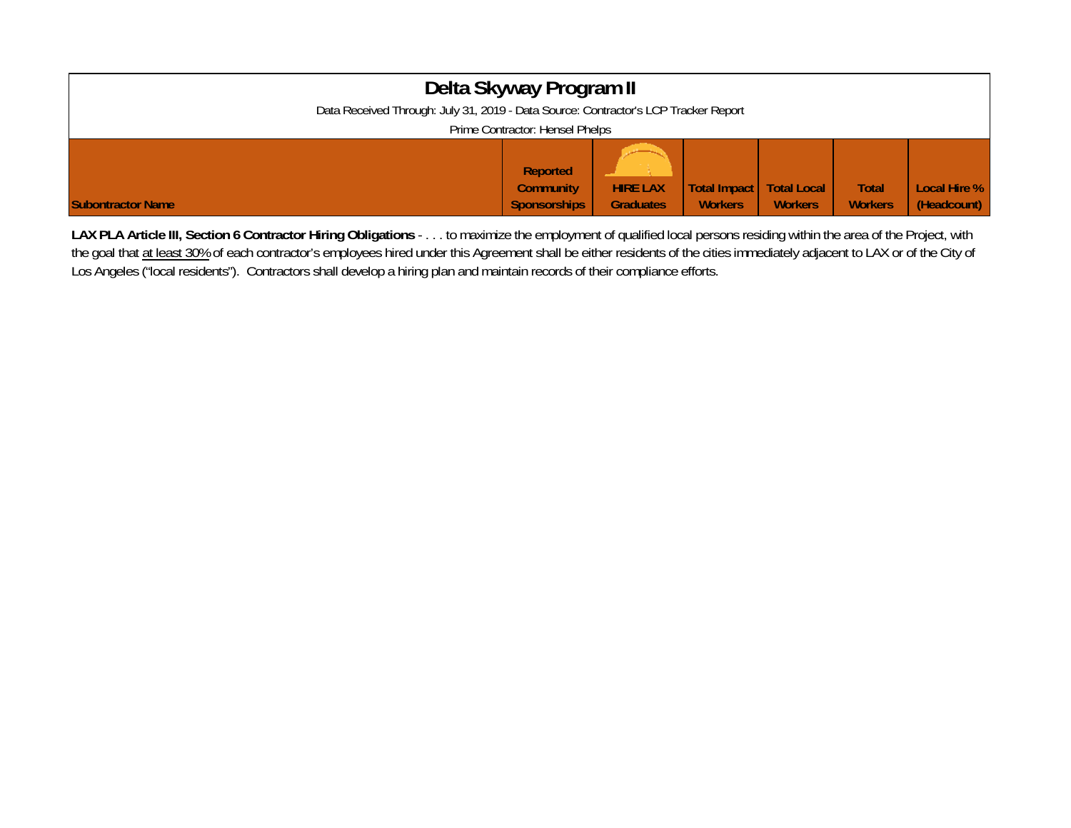# Delta Skyway Program II

Data Received Through: July 31, 2019 - Data Source: Contractor's LCP Tracker Report

Prime Contractor: Hensel Phelps

| Subontractor Name | Reported Community Sponsorships | HIRE LAX Graduates | Total Impact Workers | Total Local Workers | Total Workers | Local Hire % (Headcount) |
|---|---|---|---|---|---|---|

**LAX PLA Article III, Section 6 Contractor Hiring Obligations** - . . . to maximize the employment of qualified local persons residing within the area of the Project, with the goal that at least 30% of each contractor's employees hired under this Agreement shall be either residents of the cities immediately adjacent to LAX or of the City of Los Angeles ("local residents"). Contractors shall develop a hiring plan and maintain records of their compliance efforts.